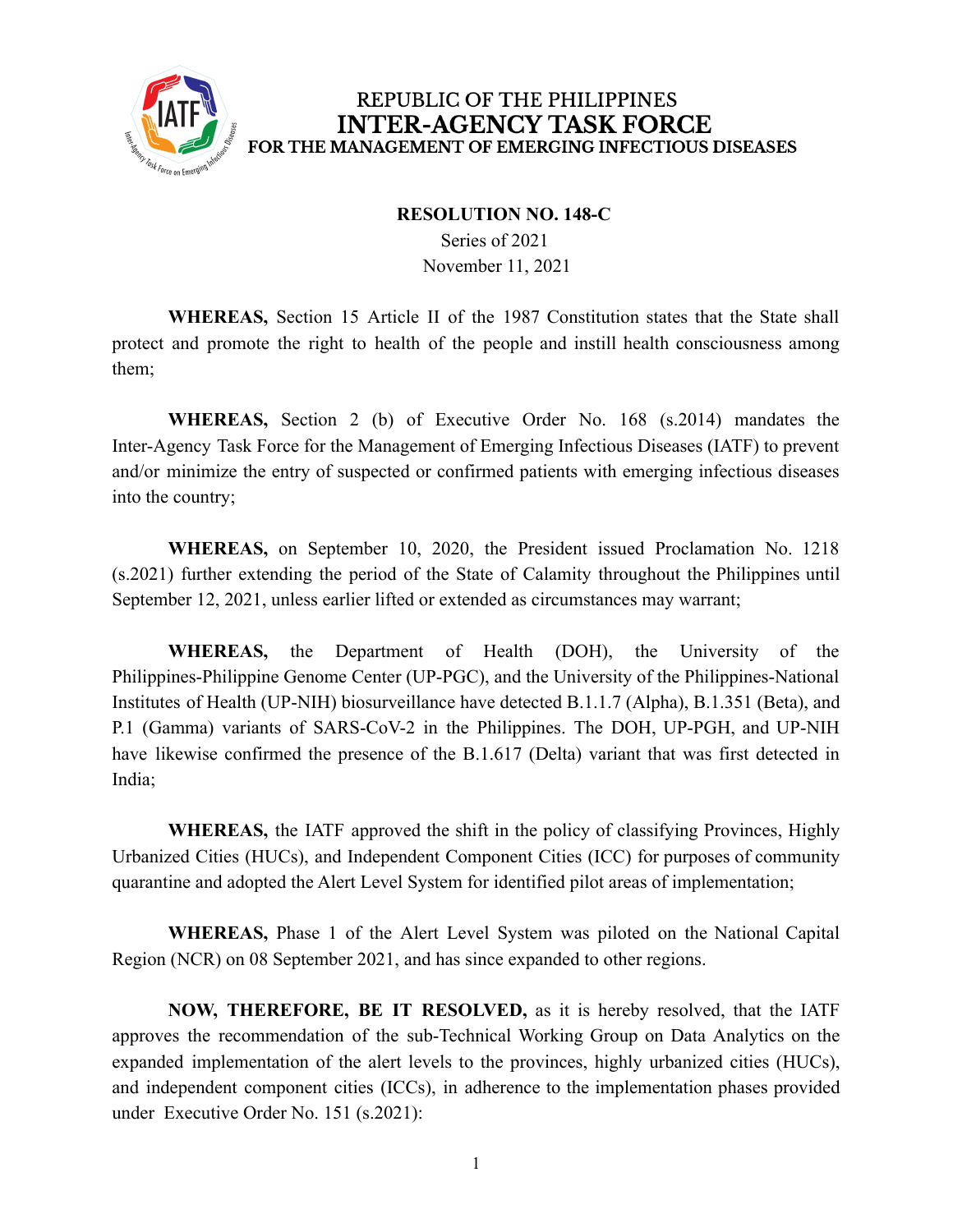REPUBLIC OF THE PHILIPPINES
**INTER-AGENCY TASK FORCE**
**FOR THE MANAGEMENT OF EMERGING INFECTIOUS DISEASES**

**RESOLUTION NO. 148-C**
Series of 2021
November 11, 2021

**WHEREAS,** Section 15 Article II of the 1987 Constitution states that the State shall protect and promote the right to health of the people and instill health consciousness among them;

**WHEREAS,** Section 2 (b) of Executive Order No. 168 (s.2014) mandates the Inter-Agency Task Force for the Management of Emerging Infectious Diseases (IATF) to prevent and/or minimize the entry of suspected or confirmed patients with emerging infectious diseases into the country;

**WHEREAS,** on September 10, 2020, the President issued Proclamation No. 1218 (s.2021) further extending the period of the State of Calamity throughout the Philippines until September 12, 2021, unless earlier lifted or extended as circumstances may warrant;

**WHEREAS,** the Department of Health (DOH), the University of the Philippines-Philippine Genome Center (UP-PGC), and the University of the Philippines-National Institutes of Health (UP-NIH) biosurveillance have detected B.1.1.7 (Alpha), B.1.351 (Beta), and P.1 (Gamma) variants of SARS-CoV-2 in the Philippines. The DOH, UP-PGH, and UP-NIH have likewise confirmed the presence of the B.1.617 (Delta) variant that was first detected in India;

**WHEREAS,** the IATF approved the shift in the policy of classifying Provinces, Highly Urbanized Cities (HUCs), and Independent Component Cities (ICC) for purposes of community quarantine and adopted the Alert Level System for identified pilot areas of implementation;

**WHEREAS,** Phase 1 of the Alert Level System was piloted on the National Capital Region (NCR) on 08 September 2021, and has since expanded to other regions.

**NOW, THEREFORE, BE IT RESOLVED,** as it is hereby resolved, that the IATF approves the recommendation of the sub-Technical Working Group on Data Analytics on the expanded implementation of the alert levels to the provinces, highly urbanized cities (HUCs), and independent component cities (ICCs), in adherence to the implementation phases provided under Executive Order No. 151 (s.2021):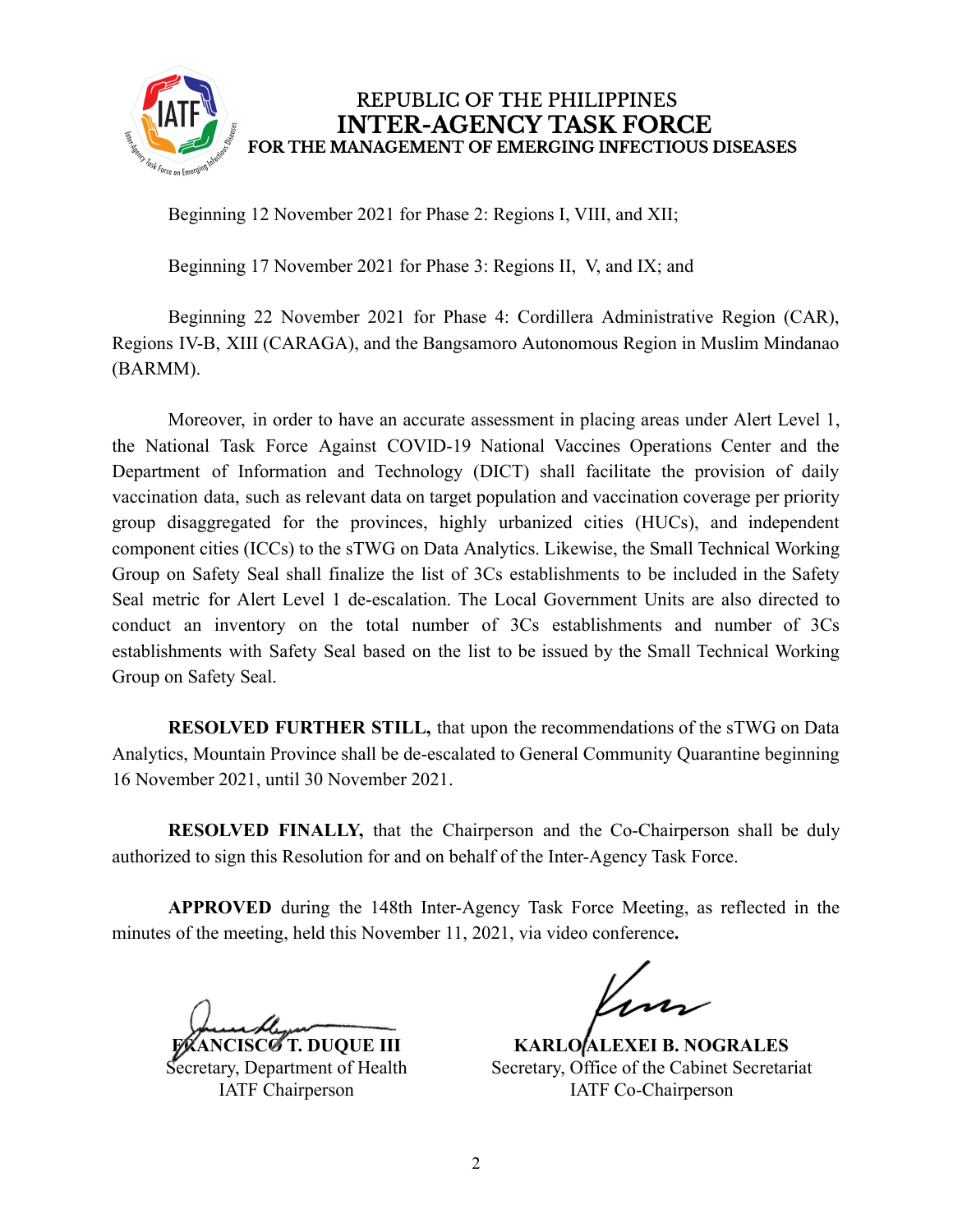Beginning 12 November 2021 for Phase 2: Regions I, VIII, and XII;

Beginning 17 November 2021 for Phase 3: Regions II, V, and IX; and

Beginning 22 November 2021 for Phase 4: Cordillera Administrative Region (CAR), Regions IV-B, XIII (CARAGA), and the Bangsamoro Autonomous Region in Muslim Mindanao (BARMM).

Moreover, in order to have an accurate assessment in placing areas under Alert Level 1, the National Task Force Against COVID-19 National Vaccines Operations Center and the Department of Information and Technology (DICT) shall facilitate the provision of daily vaccination data, such as relevant data on target population and vaccination coverage per priority group disaggregated for the provinces, highly urbanized cities (HUCs), and independent component cities (ICCs) to the sTWG on Data Analytics. Likewise, the Small Technical Working Group on Safety Seal shall finalize the list of 3Cs establishments to be included in the Safety Seal metric for Alert Level 1 de-escalation. The Local Government Units are also directed to conduct an inventory on the total number of 3Cs establishments and number of 3Cs establishments with Safety Seal based on the list to be issued by the Small Technical Working Group on Safety Seal.

**RESOLVED FURTHER STILL,** that upon the recommendations of the sTWG on Data Analytics, Mountain Province shall be de-escalated to General Community Quarantine beginning 16 November 2021, until 30 November 2021.

**RESOLVED FINALLY,** that the Chairperson and the Co-Chairperson shall be duly authorized to sign this Resolution for and on behalf of the Inter-Agency Task Force.

**APPROVED** during the 148th Inter-Agency Task Force Meeting, as reflected in the minutes of the meeting, held this November 11, 2021, via video conference**.**

**FRANCISCO T. DUQUE III**
Secretary, Department of Health
IATF Chairperson

**KARLO ALEXEI B. NOGRALES**
Secretary, Office of the Cabinet Secretariat
IATF Co-Chairperson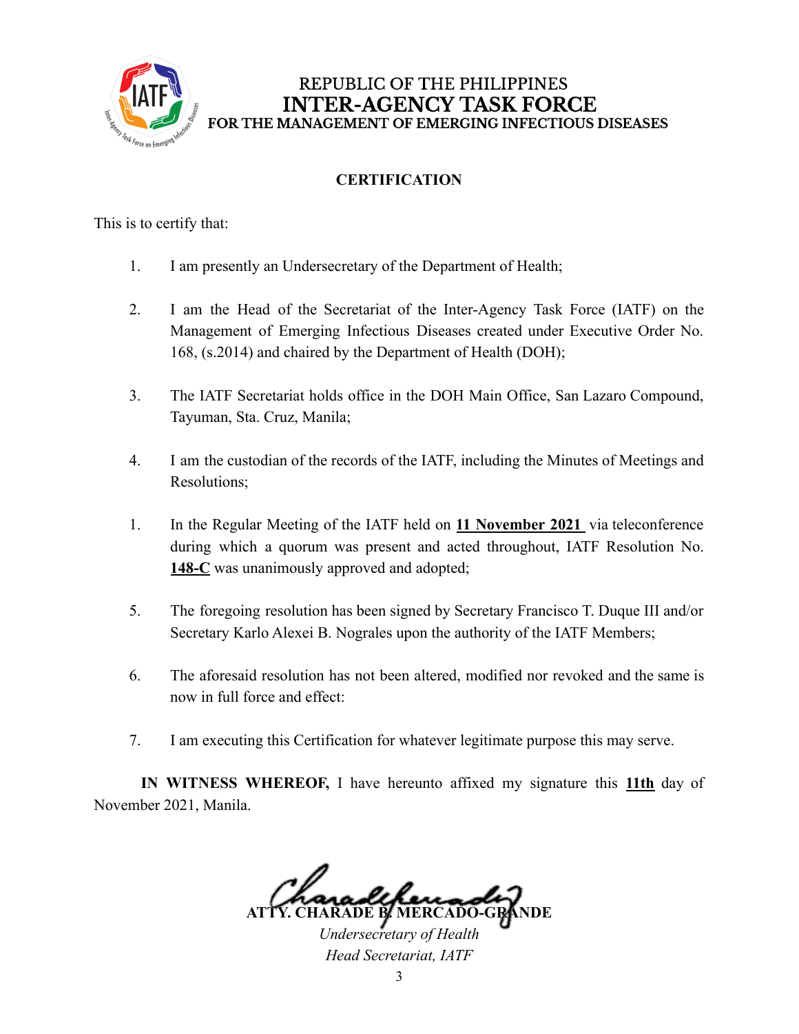REPUBLIC OF THE PHILIPPINES
# INTER-AGENCY TASK FORCE
FOR THE MANAGEMENT OF EMERGING INFECTIOUS DISEASES

## CERTIFICATION

This is to certify that:

1. I am presently an Undersecretary of the Department of Health;

2. I am the Head of the Secretariat of the Inter-Agency Task Force (IATF) on the Management of Emerging Infectious Diseases created under Executive Order No. 168, (s.2014) and chaired by the Department of Health (DOH);

3. The IATF Secretariat holds office in the DOH Main Office, San Lazaro Compound, Tayuman, Sta. Cruz, Manila;

4. I am the custodian of the records of the IATF, including the Minutes of Meetings and Resolutions;

1. In the Regular Meeting of the IATF held on **11 November 2021** via teleconference during which a quorum was present and acted throughout, IATF Resolution No. **148-C** was unanimously approved and adopted;

5. The foregoing resolution has been signed by Secretary Francisco T. Duque III and/or Secretary Karlo Alexei B. Nograles upon the authority of the IATF Members;

6. The aforesaid resolution has not been altered, modified nor revoked and the same is now in full force and effect:

7. I am executing this Certification for whatever legitimate purpose this may serve.

**IN WITNESS WHEREOF,** I have hereunto affixed my signature this **11th** day of November 2021, Manila.

**ATTY. CHARADE B. MERCADO-GRANDE**
*Undersecretary of Health*
*Head Secretariat, IATF*